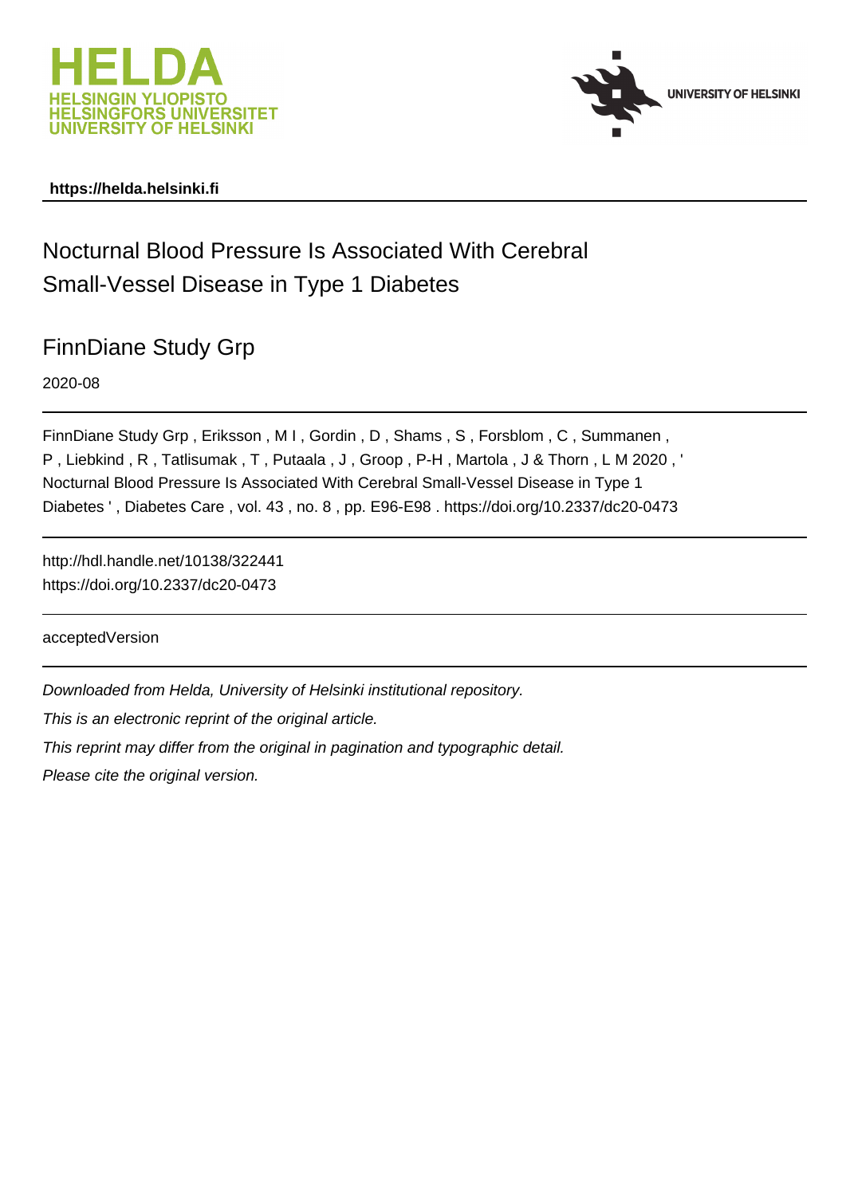HELDA
HELSINGIN YLIOPISTO
HELSINGFORS UNIVERSITET
UNIVERSITY OF HELSINKI

UNIVERSITY OF HELSINKI

**https://helda.helsinki.fi**

# Nocturnal Blood Pressure Is Associated With Cerebral Small-Vessel Disease in Type 1 Diabetes

## FinnDiane Study Grp

2020-08

FinnDiane Study Grp , Eriksson , M I , Gordin , D , Shams , S , Forsblom , C , Summanen , P , Liebkind , R , Tatlisumak , T , Putaala , J , Groop , P-H , Martola , J & Thorn , L M 2020 , ' Nocturnal Blood Pressure Is Associated With Cerebral Small-Vessel Disease in Type 1 Diabetes ' , Diabetes Care , vol. 43 , no. 8 , pp. E96-E98 . https://doi.org/10.2337/dc20-0473

http://hdl.handle.net/10138/322441
https://doi.org/10.2337/dc20-0473

acceptedVersion

*Downloaded from Helda, University of Helsinki institutional repository.*

*This is an electronic reprint of the original article.*

*This reprint may differ from the original in pagination and typographic detail.*

*Please cite the original version.*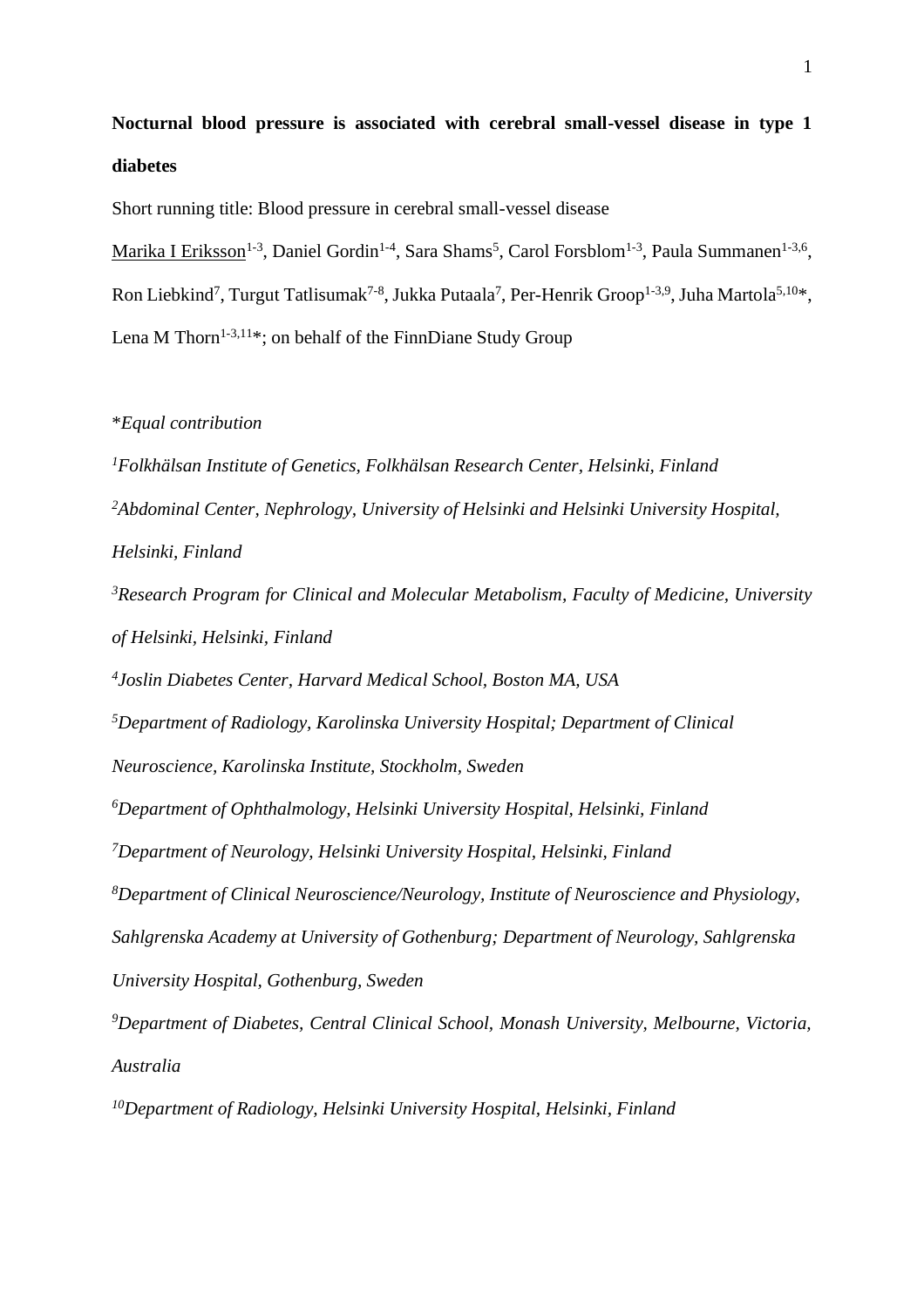**Nocturnal blood pressure is associated with cerebral small-vessel disease in type 1 diabetes**

Short running title: Blood pressure in cerebral small-vessel disease

Marika I Eriksson[1-3], Daniel Gordin[1-4], Sara Shams[5], Carol Forsblom[1-3], Paula Summanen[1-3,6], Ron Liebkind[7], Turgut Tatlisumak[7-8], Jukka Putaala[7], Per-Henrik Groop[1-3,9], Juha Martola[5,10]*, Lena M Thorn[1-3,11]*; on behalf of the FinnDiane Study Group

*\*Equal contribution*

*[1]Folkhälsan Institute of Genetics, Folkhälsan Research Center, Helsinki, Finland*

*[2]Abdominal Center, Nephrology, University of Helsinki and Helsinki University Hospital, Helsinki, Finland*

*[3]Research Program for Clinical and Molecular Metabolism, Faculty of Medicine, University of Helsinki, Helsinki, Finland*

*[4]Joslin Diabetes Center, Harvard Medical School, Boston MA, USA*

*[5]Department of Radiology, Karolinska University Hospital; Department of Clinical Neuroscience, Karolinska Institute, Stockholm, Sweden*

*[6]Department of Ophthalmology, Helsinki University Hospital, Helsinki, Finland*

*[7]Department of Neurology, Helsinki University Hospital, Helsinki, Finland*

*[8]Department of Clinical Neuroscience/Neurology, Institute of Neuroscience and Physiology, Sahlgrenska Academy at University of Gothenburg; Department of Neurology, Sahlgrenska University Hospital, Gothenburg, Sweden*

*[9]Department of Diabetes, Central Clinical School, Monash University, Melbourne, Victoria, Australia*

*[10]Department of Radiology, Helsinki University Hospital, Helsinki, Finland*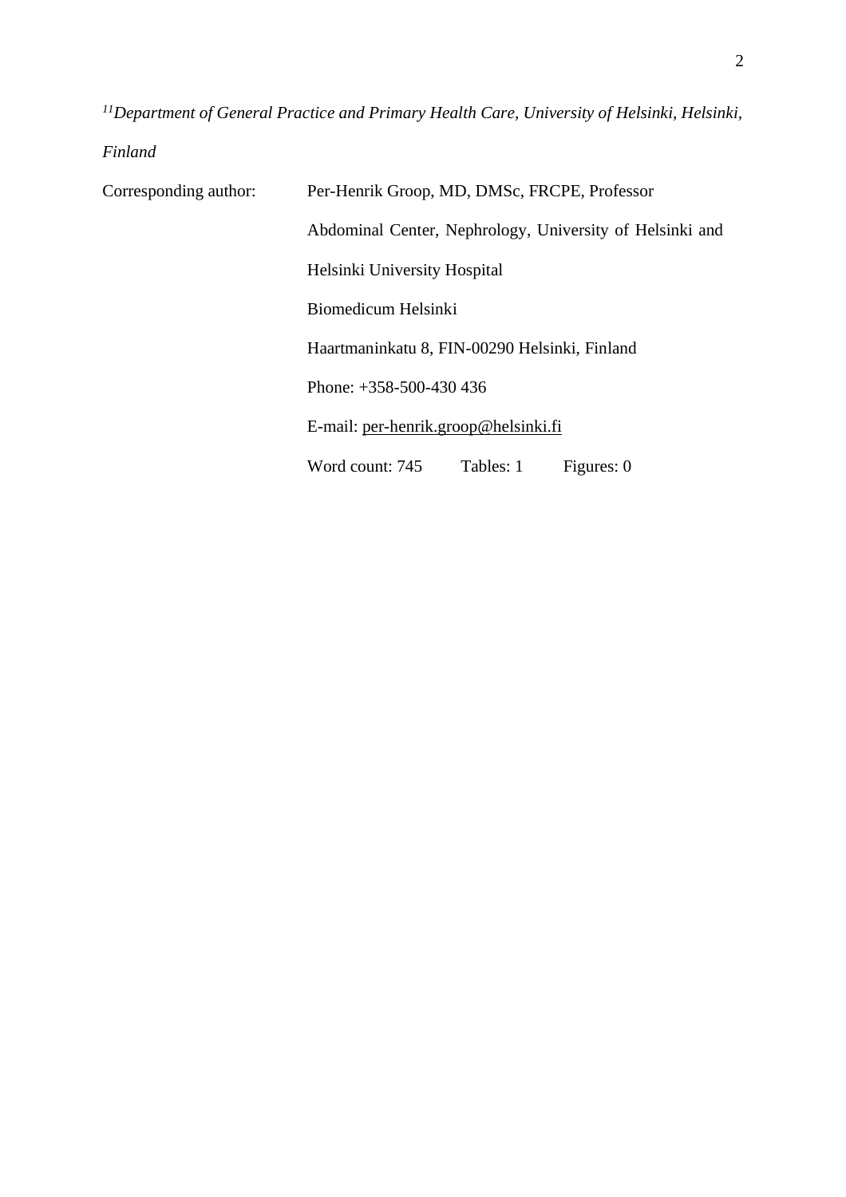[11]*Department of General Practice and Primary Health Care, University of Helsinki, Helsinki, Finland*

Corresponding author: Per-Henrik Groop, MD, DMSc, FRCPE, Professor

Abdominal Center, Nephrology, University of Helsinki and Helsinki University Hospital

Biomedicum Helsinki

Haartmaninkatu 8, FIN-00290 Helsinki, Finland

Phone: +358-500-430 436

E-mail: per-henrik.groop@helsinki.fi

Word count: 745 Tables: 1 Figures: 0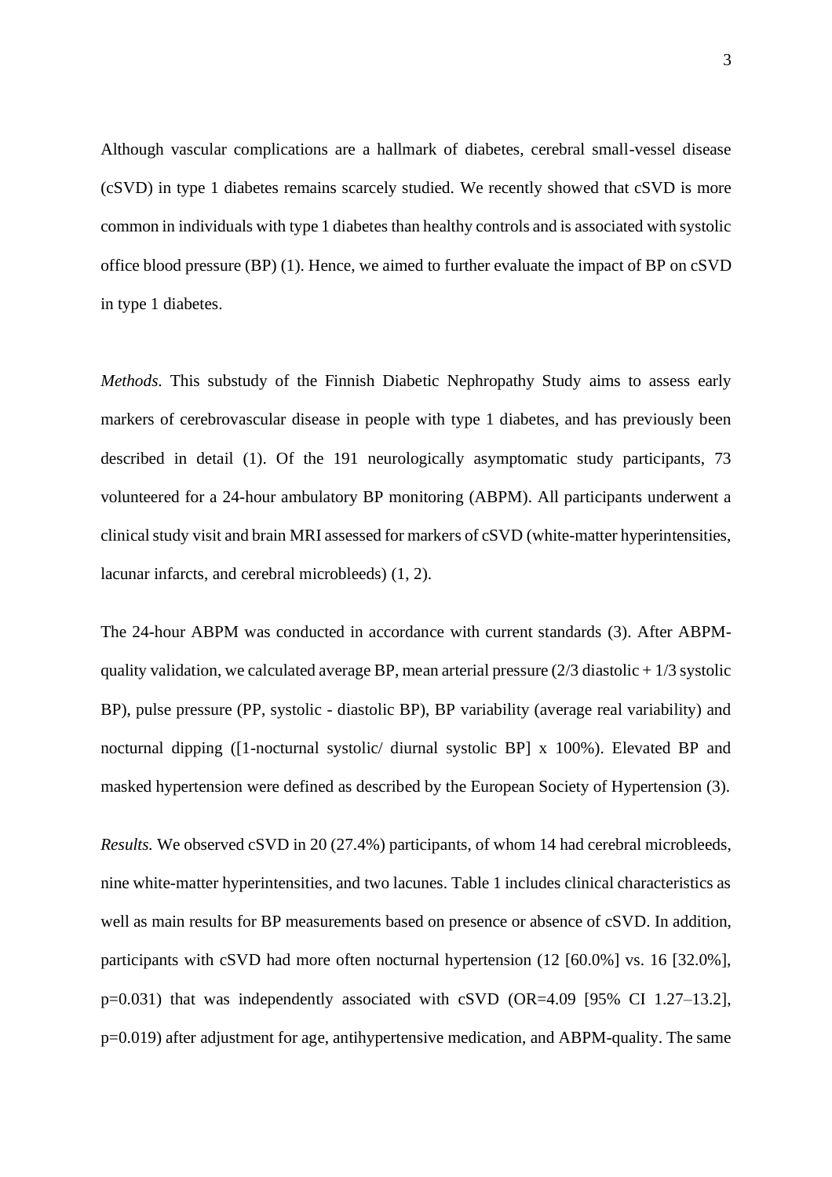Although vascular complications are a hallmark of diabetes, cerebral small-vessel disease (cSVD) in type 1 diabetes remains scarcely studied. We recently showed that cSVD is more common in individuals with type 1 diabetes than healthy controls and is associated with systolic office blood pressure (BP) (1). Hence, we aimed to further evaluate the impact of BP on cSVD in type 1 diabetes.

*Methods.* This substudy of the Finnish Diabetic Nephropathy Study aims to assess early markers of cerebrovascular disease in people with type 1 diabetes, and has previously been described in detail (1). Of the 191 neurologically asymptomatic study participants, 73 volunteered for a 24-hour ambulatory BP monitoring (ABPM). All participants underwent a clinical study visit and brain MRI assessed for markers of cSVD (white-matter hyperintensities, lacunar infarcts, and cerebral microbleeds) (1, 2).

The 24-hour ABPM was conducted in accordance with current standards (3). After ABPM-quality validation, we calculated average BP, mean arterial pressure (2/3 diastolic + 1/3 systolic BP), pulse pressure (PP, systolic - diastolic BP), BP variability (average real variability) and nocturnal dipping ([1-nocturnal systolic/ diurnal systolic BP] x 100%). Elevated BP and masked hypertension were defined as described by the European Society of Hypertension (3).

*Results.* We observed cSVD in 20 (27.4%) participants, of whom 14 had cerebral microbleeds, nine white-matter hyperintensities, and two lacunes. Table 1 includes clinical characteristics as well as main results for BP measurements based on presence or absence of cSVD. In addition, participants with cSVD had more often nocturnal hypertension (12 [60.0%] vs. 16 [32.0%], p=0.031) that was independently associated with cSVD (OR=4.09 [95% CI 1.27–13.2], p=0.019) after adjustment for age, antihypertensive medication, and ABPM-quality. The same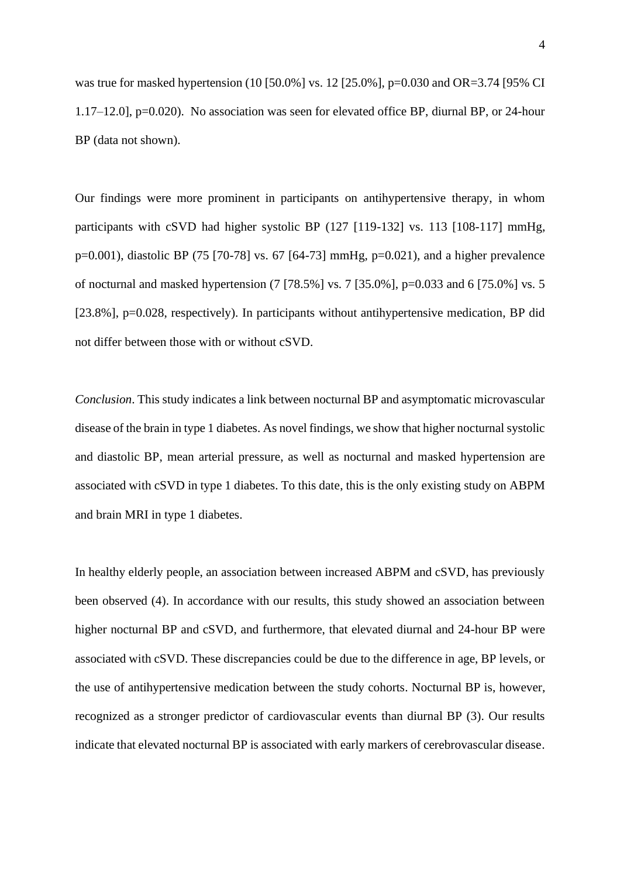was true for masked hypertension (10 [50.0%] vs. 12 [25.0%], p=0.030 and OR=3.74 [95% CI 1.17–12.0], p=0.020). No association was seen for elevated office BP, diurnal BP, or 24-hour BP (data not shown).

Our findings were more prominent in participants on antihypertensive therapy, in whom participants with cSVD had higher systolic BP (127 [119-132] vs. 113 [108-117] mmHg, p=0.001), diastolic BP (75 [70-78] vs. 67 [64-73] mmHg, p=0.021), and a higher prevalence of nocturnal and masked hypertension (7 [78.5%] vs. 7 [35.0%], p=0.033 and 6 [75.0%] vs. 5 [23.8%], p=0.028, respectively). In participants without antihypertensive medication, BP did not differ between those with or without cSVD.

*Conclusion*. This study indicates a link between nocturnal BP and asymptomatic microvascular disease of the brain in type 1 diabetes. As novel findings, we show that higher nocturnal systolic and diastolic BP, mean arterial pressure, as well as nocturnal and masked hypertension are associated with cSVD in type 1 diabetes. To this date, this is the only existing study on ABPM and brain MRI in type 1 diabetes.

In healthy elderly people, an association between increased ABPM and cSVD, has previously been observed (4). In accordance with our results, this study showed an association between higher nocturnal BP and cSVD, and furthermore, that elevated diurnal and 24-hour BP were associated with cSVD. These discrepancies could be due to the difference in age, BP levels, or the use of antihypertensive medication between the study cohorts. Nocturnal BP is, however, recognized as a stronger predictor of cardiovascular events than diurnal BP (3). Our results indicate that elevated nocturnal BP is associated with early markers of cerebrovascular disease.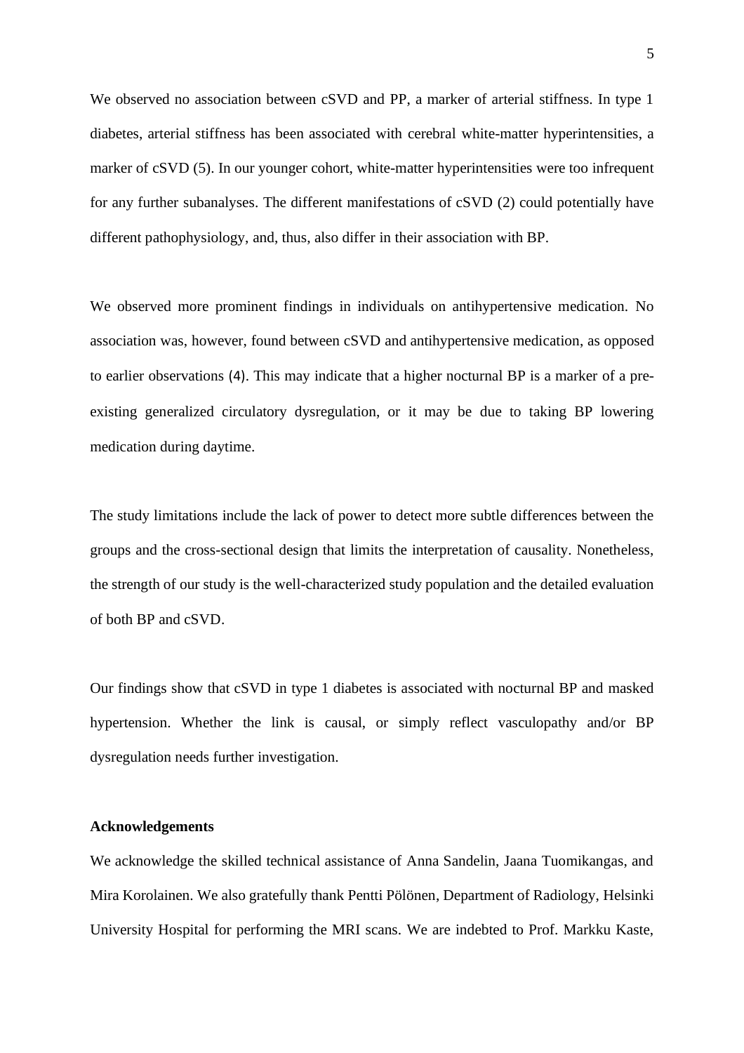We observed no association between cSVD and PP, a marker of arterial stiffness. In type 1 diabetes, arterial stiffness has been associated with cerebral white-matter hyperintensities, a marker of cSVD (5). In our younger cohort, white-matter hyperintensities were too infrequent for any further subanalyses. The different manifestations of cSVD (2) could potentially have different pathophysiology, and, thus, also differ in their association with BP.

We observed more prominent findings in individuals on antihypertensive medication. No association was, however, found between cSVD and antihypertensive medication, as opposed to earlier observations (4). This may indicate that a higher nocturnal BP is a marker of a pre-existing generalized circulatory dysregulation, or it may be due to taking BP lowering medication during daytime.

The study limitations include the lack of power to detect more subtle differences between the groups and the cross-sectional design that limits the interpretation of causality. Nonetheless, the strength of our study is the well-characterized study population and the detailed evaluation of both BP and cSVD.

Our findings show that cSVD in type 1 diabetes is associated with nocturnal BP and masked hypertension. Whether the link is causal, or simply reflect vasculopathy and/or BP dysregulation needs further investigation.

**Acknowledgements**

We acknowledge the skilled technical assistance of Anna Sandelin, Jaana Tuomikangas, and Mira Korolainen. We also gratefully thank Pentti Pölönen, Department of Radiology, Helsinki University Hospital for performing the MRI scans. We are indebted to Prof. Markku Kaste,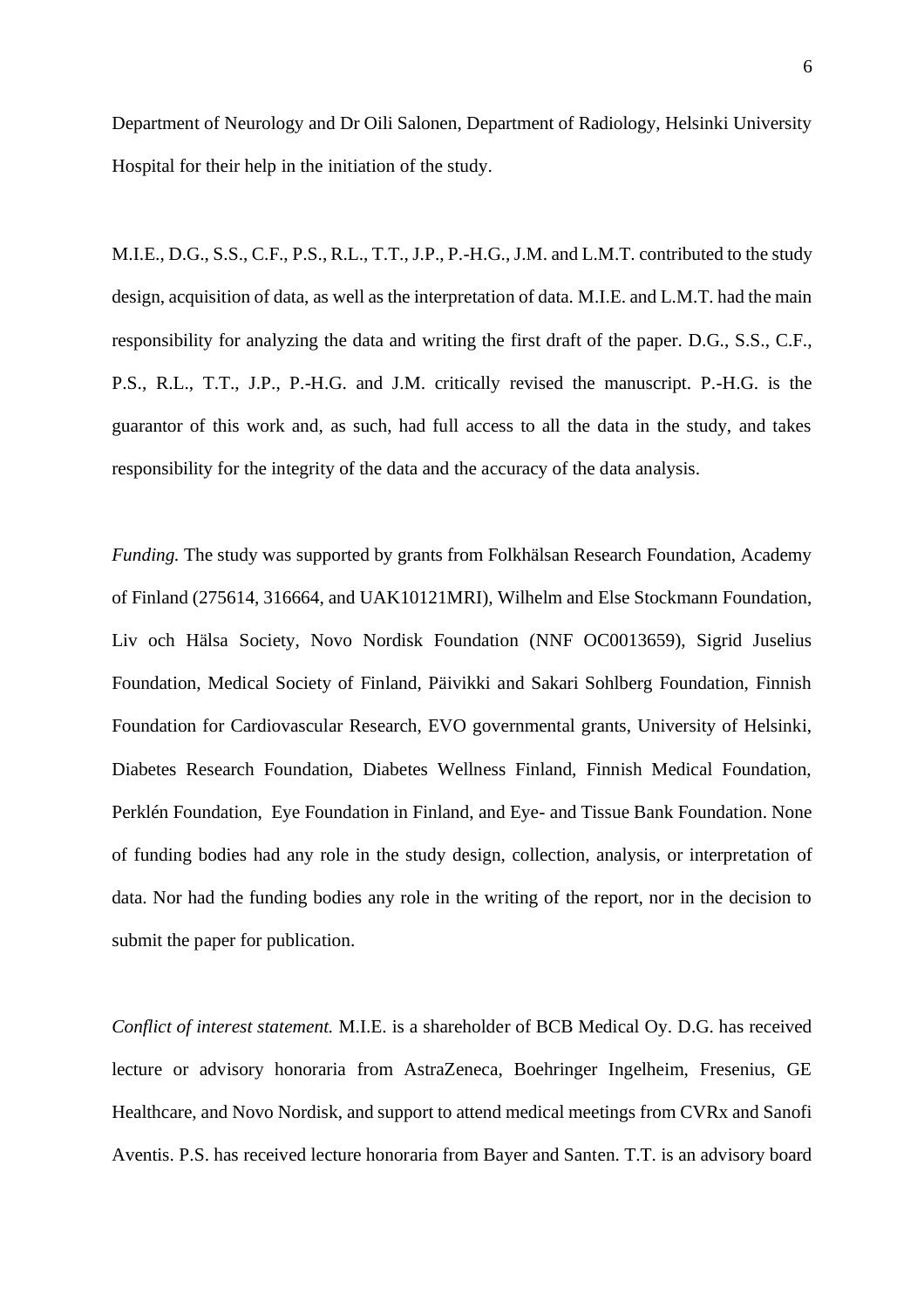Department of Neurology and Dr Oili Salonen, Department of Radiology, Helsinki University Hospital for their help in the initiation of the study.

M.I.E., D.G., S.S., C.F., P.S., R.L., T.T., J.P., P.-H.G., J.M. and L.M.T. contributed to the study design, acquisition of data, as well as the interpretation of data. M.I.E. and L.M.T. had the main responsibility for analyzing the data and writing the first draft of the paper. D.G., S.S., C.F., P.S., R.L., T.T., J.P., P.-H.G. and J.M. critically revised the manuscript. P.-H.G. is the guarantor of this work and, as such, had full access to all the data in the study, and takes responsibility for the integrity of the data and the accuracy of the data analysis.

*Funding.* The study was supported by grants from Folkhälsan Research Foundation, Academy of Finland (275614, 316664, and UAK10121MRI), Wilhelm and Else Stockmann Foundation, Liv och Hälsa Society, Novo Nordisk Foundation (NNF OC0013659), Sigrid Juselius Foundation, Medical Society of Finland, Päivikki and Sakari Sohlberg Foundation, Finnish Foundation for Cardiovascular Research, EVO governmental grants, University of Helsinki, Diabetes Research Foundation, Diabetes Wellness Finland, Finnish Medical Foundation, Perklén Foundation, Eye Foundation in Finland, and Eye- and Tissue Bank Foundation. None of funding bodies had any role in the study design, collection, analysis, or interpretation of data. Nor had the funding bodies any role in the writing of the report, nor in the decision to submit the paper for publication.

*Conflict of interest statement.* M.I.E. is a shareholder of BCB Medical Oy. D.G. has received lecture or advisory honoraria from AstraZeneca, Boehringer Ingelheim, Fresenius, GE Healthcare, and Novo Nordisk, and support to attend medical meetings from CVRx and Sanofi Aventis. P.S. has received lecture honoraria from Bayer and Santen. T.T. is an advisory board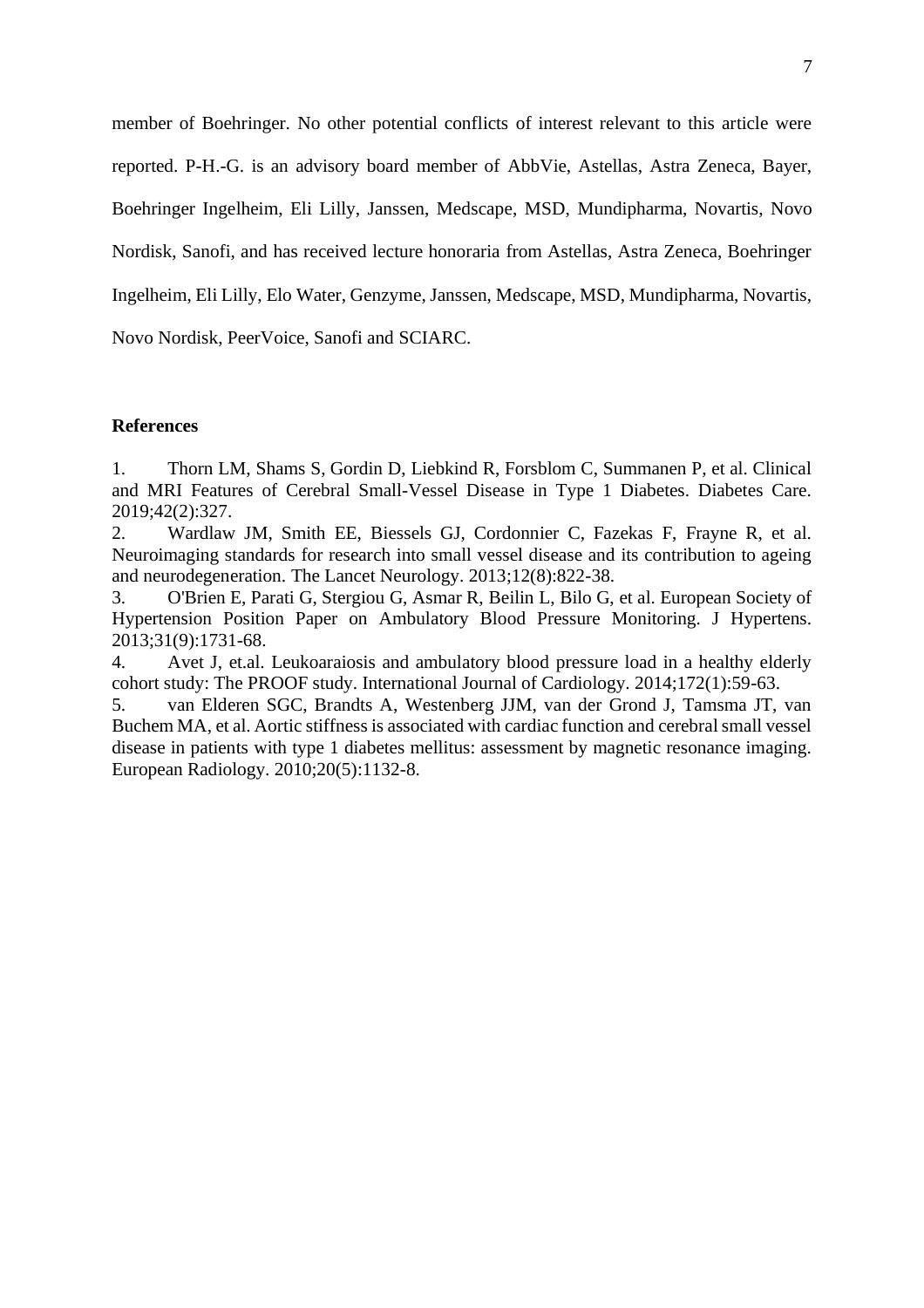member of Boehringer. No other potential conflicts of interest relevant to this article were reported. P-H.-G. is an advisory board member of AbbVie, Astellas, Astra Zeneca, Bayer, Boehringer Ingelheim, Eli Lilly, Janssen, Medscape, MSD, Mundipharma, Novartis, Novo Nordisk, Sanofi, and has received lecture honoraria from Astellas, Astra Zeneca, Boehringer Ingelheim, Eli Lilly, Elo Water, Genzyme, Janssen, Medscape, MSD, Mundipharma, Novartis, Novo Nordisk, PeerVoice, Sanofi and SCIARC.

## References

1. Thorn LM, Shams S, Gordin D, Liebkind R, Forsblom C, Summanen P, et al. Clinical and MRI Features of Cerebral Small-Vessel Disease in Type 1 Diabetes. Diabetes Care. 2019;42(2):327.
2. Wardlaw JM, Smith EE, Biessels GJ, Cordonnier C, Fazekas F, Frayne R, et al. Neuroimaging standards for research into small vessel disease and its contribution to ageing and neurodegeneration. The Lancet Neurology. 2013;12(8):822-38.
3. O'Brien E, Parati G, Stergiou G, Asmar R, Beilin L, Bilo G, et al. European Society of Hypertension Position Paper on Ambulatory Blood Pressure Monitoring. J Hypertens. 2013;31(9):1731-68.
4. Avet J, et.al. Leukoaraiosis and ambulatory blood pressure load in a healthy elderly cohort study: The PROOF study. International Journal of Cardiology. 2014;172(1):59-63.
5. van Elderen SGC, Brandts A, Westenberg JJM, van der Grond J, Tamsma JT, van Buchem MA, et al. Aortic stiffness is associated with cardiac function and cerebral small vessel disease in patients with type 1 diabetes mellitus: assessment by magnetic resonance imaging. European Radiology. 2010;20(5):1132-8.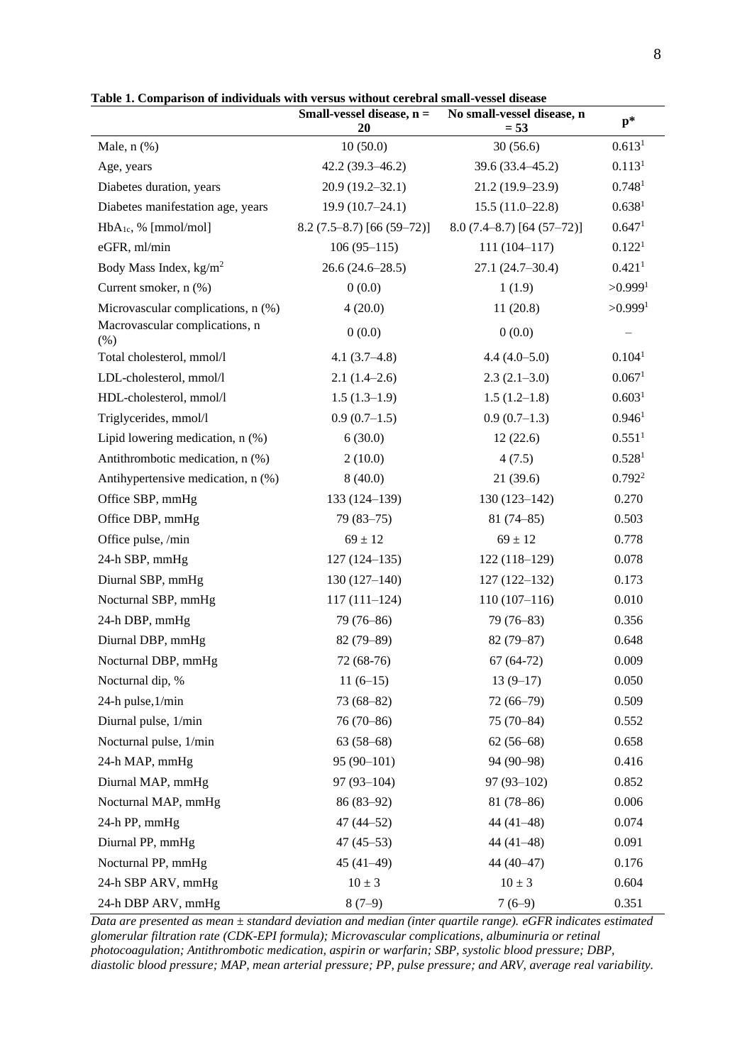**Table 1. Comparison of individuals with versus without cerebral small-vessel disease**

| | Small-vessel disease, n = 20 | No small-vessel disease, n = 53 | p* |
|---|---|---|---|
| Male, n (%) | 10 (50.0) | 30 (56.6) | 0.613[1] |
| Age, years | 42.2 (39.3–46.2) | 39.6 (33.4–45.2) | 0.113[1] |
| Diabetes duration, years | 20.9 (19.2–32.1) | 21.2 (19.9–23.9) | 0.748[1] |
| Diabetes manifestation age, years | 19.9 (10.7–24.1) | 15.5 (11.0–22.8) | 0.638[1] |
| $HbA_{1c}$, % [mmol/mol] | 8.2 (7.5–8.7) [66 (59–72)] | 8.0 (7.4–8.7) [64 (57–72)] | 0.647[1] |
| eGFR, ml/min | 106 (95–115) | 111 (104–117) | 0.122[1] |
| Body Mass Index, $kg/m^2$ | 26.6 (24.6–28.5) | 27.1 (24.7–30.4) | 0.421[1] |
| Current smoker, n (%) | 0 (0.0) | 1 (1.9) | >0.999[1] |
| Microvascular complications, n (%) | 4 (20.0) | 11 (20.8) | >0.999[1] |
| Macrovascular complications, n (%) | 0 (0.0) | 0 (0.0) | – |
| Total cholesterol, mmol/l | 4.1 (3.7–4.8) | 4.4 (4.0–5.0) | 0.104[1] |
| LDL-cholesterol, mmol/l | 2.1 (1.4–2.6) | 2.3 (2.1–3.0) | 0.067[1] |
| HDL-cholesterol, mmol/l | 1.5 (1.3–1.9) | 1.5 (1.2–1.8) | 0.603[1] |
| Triglycerides, mmol/l | 0.9 (0.7–1.5) | 0.9 (0.7–1.3) | 0.946[1] |
| Lipid lowering medication, n (%) | 6 (30.0) | 12 (22.6) | 0.551[1] |
| Antithrombotic medication, n (%) | 2 (10.0) | 4 (7.5) | 0.528[1] |
| Antihypertensive medication, n (%) | 8 (40.0) | 21 (39.6) | 0.792[2] |
| Office SBP, mmHg | 133 (124–139) | 130 (123–142) | 0.270 |
| Office DBP, mmHg | 79 (83–75) | 81 (74–85) | 0.503 |
| Office pulse, /min | 69 ± 12 | 69 ± 12 | 0.778 |
| 24-h SBP, mmHg | 127 (124–135) | 122 (118–129) | 0.078 |
| Diurnal SBP, mmHg | 130 (127–140) | 127 (122–132) | 0.173 |
| Nocturnal SBP, mmHg | 117 (111–124) | 110 (107–116) | 0.010 |
| 24-h DBP, mmHg | 79 (76–86) | 79 (76–83) | 0.356 |
| Diurnal DBP, mmHg | 82 (79–89) | 82 (79–87) | 0.648 |
| Nocturnal DBP, mmHg | 72 (68-76) | 67 (64-72) | 0.009 |
| Nocturnal dip, % | 11 (6–15) | 13 (9–17) | 0.050 |
| 24-h pulse,1/min | 73 (68–82) | 72 (66–79) | 0.509 |
| Diurnal pulse, 1/min | 76 (70–86) | 75 (70–84) | 0.552 |
| Nocturnal pulse, 1/min | 63 (58–68) | 62 (56–68) | 0.658 |
| 24-h MAP, mmHg | 95 (90–101) | 94 (90–98) | 0.416 |
| Diurnal MAP, mmHg | 97 (93–104) | 97 (93–102) | 0.852 |
| Nocturnal MAP, mmHg | 86 (83–92) | 81 (78–86) | 0.006 |
| 24-h PP, mmHg | 47 (44–52) | 44 (41–48) | 0.074 |
| Diurnal PP, mmHg | 47 (45–53) | 44 (41–48) | 0.091 |
| Nocturnal PP, mmHg | 45 (41–49) | 44 (40–47) | 0.176 |
| 24-h SBP ARV, mmHg | 10 ± 3 | 10 ± 3 | 0.604 |
| 24-h DBP ARV, mmHg | 8 (7–9) | 7 (6–9) | 0.351 |

*Data are presented as mean ± standard deviation and median (inter quartile range). eGFR indicates estimated glomerular filtration rate (CDK-EPI formula); Microvascular complications, albuminuria or retinal photocoagulation; Antithrombotic medication, aspirin or warfarin; SBP, systolic blood pressure; DBP, diastolic blood pressure; MAP, mean arterial pressure; PP, pulse pressure; and ARV, average real variability.*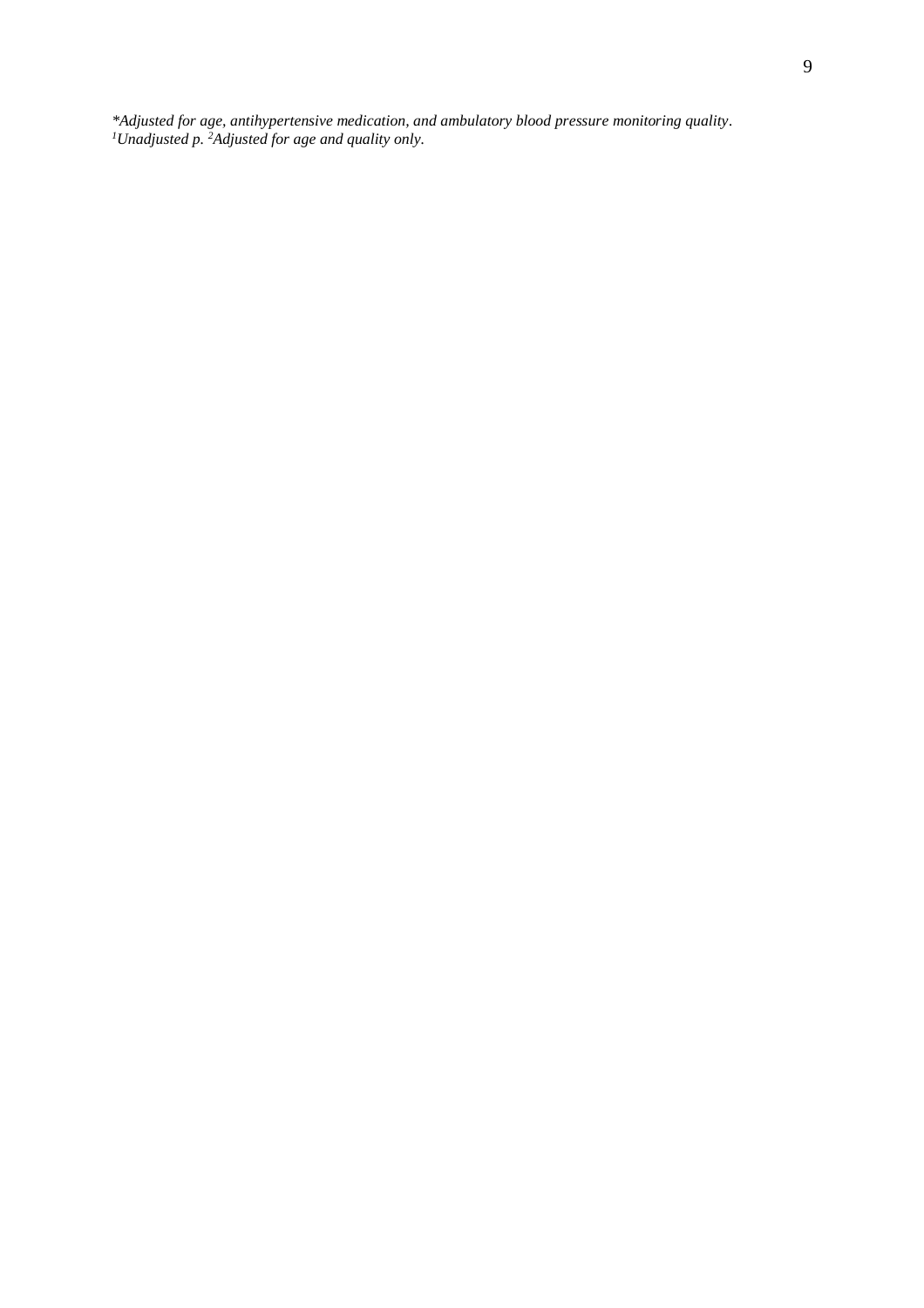*\*Adjusted for age, antihypertensive medication, and ambulatory blood pressure monitoring quality.*
*[1]Unadjusted p. [2]Adjusted for age and quality only.*